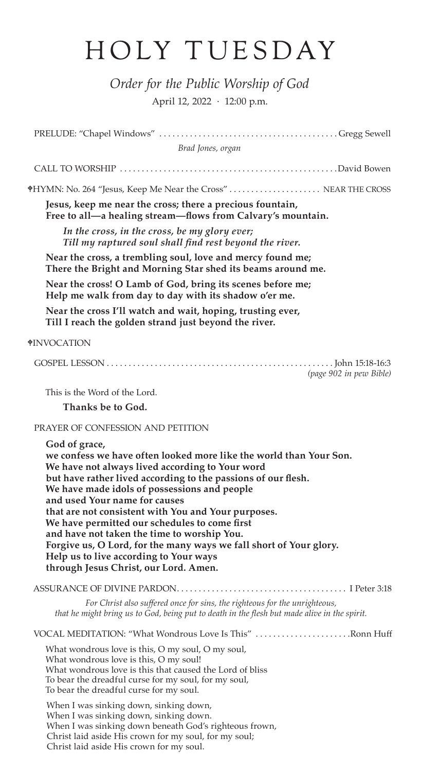# HOLY TUESDAY

*Order for the Public Worship of God*

April 12, 2022 · 12:00 p.m.

PRELUDE: "Chapel Windows" ........................................ Gregg Sewell

*Brad Jones, organ*

CALL TO WORSHIP ................................................ David Bowen

✠HYMN: No. 264 "Jesus, Keep Me Near the Cross" .................... NEAR THE CROSS

**Jesus, keep me near the cross; there a precious fountain,**
**Free to all—a healing stream—flows from Calvary's mountain.**

> ***In the cross, in the cross, be my glory ever;***
> ***Till my raptured soul shall find rest beyond the river.***

**Near the cross, a trembling soul, love and mercy found me;**
**There the Bright and Morning Star shed its beams around me.**

**Near the cross! O Lamb of God, bring its scenes before me;**
**Help me walk from day to day with its shadow o'er me.**

**Near the cross I'll watch and wait, hoping, trusting ever,**
**Till I reach the golden strand just beyond the river.**

✠INVOCATION

GOSPEL LESSON .................................................. John 15:18-16:3

*(page 902 in pew Bible)*

This is the Word of the Lord.

**Thanks be to God.**

PRAYER OF CONFESSION AND PETITION

**God of grace,**
**we confess we have often looked more like the world than Your Son.**
**We have not always lived according to Your word**
**but have rather lived according to the passions of our flesh.**
**We have made idols of possessions and people**
**and used Your name for causes**
**that are not consistent with You and Your purposes.**
**We have permitted our schedules to come first**
**and have not taken the time to worship You.**
**Forgive us, O Lord, for the many ways we fall short of Your glory.**
**Help us to live according to Your ways**
**through Jesus Christ, our Lord. Amen.**

ASSURANCE OF DIVINE PARDON....................................... I Peter 3:18

*For Christ also suffered once for sins, the righteous for the unrighteous,*
*that he might bring us to God, being put to death in the flesh but made alive in the spirit.*

VOCAL MEDITATION: "What Wondrous Love Is This" ..................... Ronn Huff

What wondrous love is this, O my soul, O my soul,
What wondrous love is this, O my soul!
What wondrous love is this that caused the Lord of bliss
To bear the dreadful curse for my soul, for my soul,
To bear the dreadful curse for my soul.

When I was sinking down, sinking down,
When I was sinking down, sinking down.
When I was sinking down beneath God's righteous frown,
Christ laid aside His crown for my soul, for my soul;
Christ laid aside His crown for my soul.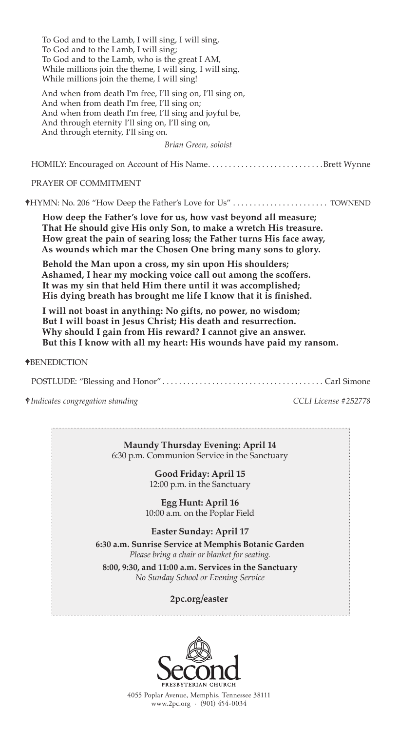To God and to the Lamb, I will sing, I will sing,
To God and to the Lamb, I will sing;
To God and to the Lamb, who is the great I AM,
While millions join the theme, I will sing, I will sing,
While millions join the theme, I will sing!

And when from death I'm free, I'll sing on, I'll sing on,
And when from death I'm free, I'll sing on;
And when from death I'm free, I'll sing and joyful be,
And through eternity I'll sing on, I'll sing on,
And through eternity, I'll sing on.

*Brian Green, soloist*

HOMILY: Encouraged on Account of His Name. . . . . . . . . . . . . . . . . . . . . . . . . . . Brett Wynne

PRAYER OF COMMITMENT

✟HYMN: No. 206 "How Deep the Father's Love for Us" . . . . . . . . . . . . . . . . . . . . . . . TOWNEND

**How deep the Father's love for us, how vast beyond all measure;**
**That He should give His only Son, to make a wretch His treasure.**
**How great the pain of searing loss; the Father turns His face away,**
**As wounds which mar the Chosen One bring many sons to glory.**

**Behold the Man upon a cross, my sin upon His shoulders;**
**Ashamed, I hear my mocking voice call out among the scoffers.**
**It was my sin that held Him there until it was accomplished;**
**His dying breath has brought me life I know that it is finished.**

**I will not boast in anything: No gifts, no power, no wisdom;**
**But I will boast in Jesus Christ; His death and resurrection.**
**Why should I gain from His reward? I cannot give an answer.**
**But this I know with all my heart: His wounds have paid my ransom.**

✟BENEDICTION

POSTLUDE: "Blessing and Honor" . . . . . . . . . . . . . . . . . . . . . . . . . . . . . . . . . . . . . . . Carl Simone

✟*Indicates congregation standing* — *CCLI License #252778*

**Maundy Thursday Evening: April 14**
6:30 p.m. Communion Service in the Sanctuary

**Good Friday: April 15**
12:00 p.m. in the Sanctuary

**Egg Hunt: April 16**
10:00 a.m. on the Poplar Field

**Easter Sunday: April 17**

**6:30 a.m. Sunrise Service at Memphis Botanic Garden**
*Please bring a chair or blanket for seating.*

**8:00, 9:30, and 11:00 a.m. Services in the Sanctuary**
*No Sunday School or Evening Service*

**2pc.org/easter**

Second
PRESBYTERIAN CHURCH

4055 Poplar Avenue, Memphis, Tennessee 38111
www.2pc.org · (901) 454-0034